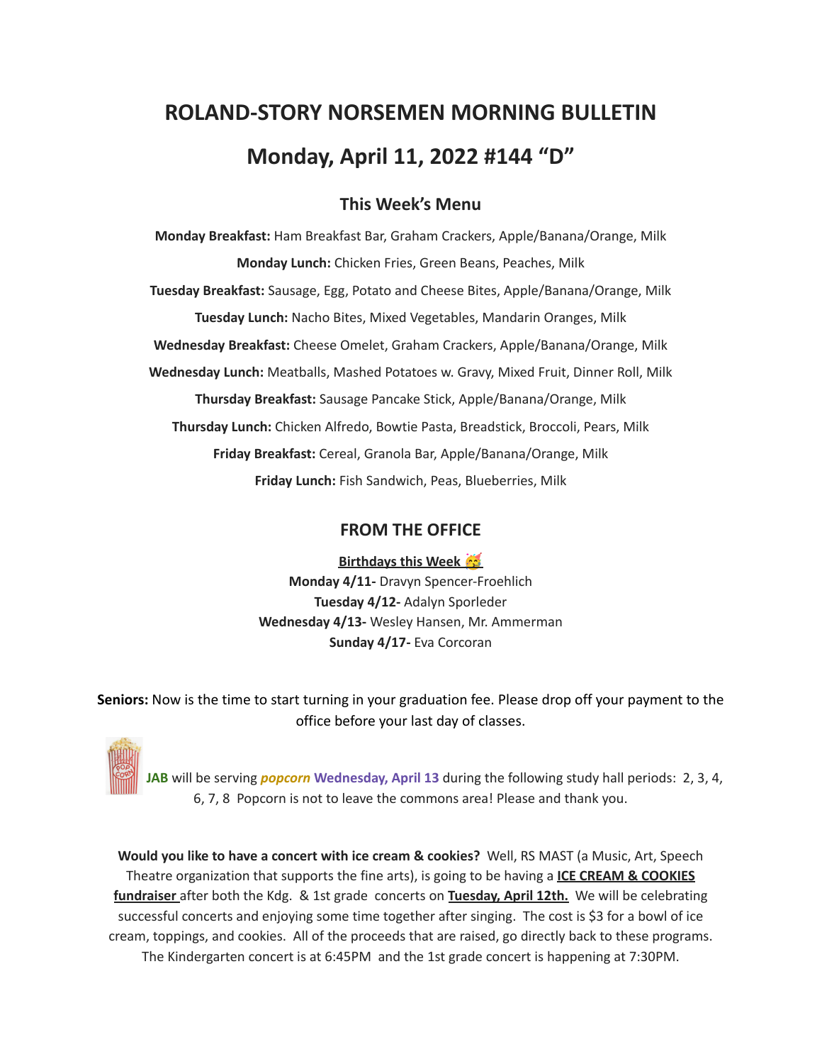# ROLAND-STORY NORSEMEN MORNING BULLETIN

# Monday, April 11, 2022 #144 "D"

## This Week's Menu

**Monday Breakfast:** Ham Breakfast Bar, Graham Crackers, Apple/Banana/Orange, Milk

**Monday Lunch:** Chicken Fries, Green Beans, Peaches, Milk

**Tuesday Breakfast:** Sausage, Egg, Potato and Cheese Bites, Apple/Banana/Orange, Milk

**Tuesday Lunch:** Nacho Bites, Mixed Vegetables, Mandarin Oranges, Milk

**Wednesday Breakfast:** Cheese Omelet, Graham Crackers, Apple/Banana/Orange, Milk

**Wednesday Lunch:** Meatballs, Mashed Potatoes w. Gravy, Mixed Fruit, Dinner Roll, Milk

**Thursday Breakfast:** Sausage Pancake Stick, Apple/Banana/Orange, Milk

**Thursday Lunch:** Chicken Alfredo, Bowtie Pasta, Breadstick, Broccoli, Pears, Milk

**Friday Breakfast:** Cereal, Granola Bar, Apple/Banana/Orange, Milk

**Friday Lunch:** Fish Sandwich, Peas, Blueberries, Milk

## FROM THE OFFICE

**Birthdays this Week 🥳**

**Monday 4/11-** Dravyn Spencer-Froehlich
**Tuesday 4/12-** Adalyn Sporleder
**Wednesday 4/13-** Wesley Hansen, Mr. Ammerman
**Sunday 4/17-** Eva Corcoran

**Seniors:** Now is the time to start turning in your graduation fee. Please drop off your payment to the office before your last day of classes.

**JAB** will be serving ***popcorn*** **Wednesday, April 13** during the following study hall periods: 2, 3, 4, 6, 7, 8 Popcorn is not to leave the commons area! Please and thank you.

**Would you like to have a concert with ice cream & cookies?** Well, RS MAST (a Music, Art, Speech Theatre organization that supports the fine arts), is going to be having a **ICE CREAM & COOKIES fundraiser** after both the Kdg. & 1st grade concerts on **Tuesday, April 12th.** We will be celebrating successful concerts and enjoying some time together after singing. The cost is $3 for a bowl of ice cream, toppings, and cookies. All of the proceeds that are raised, go directly back to these programs. The Kindergarten concert is at 6:45PM and the 1st grade concert is happening at 7:30PM.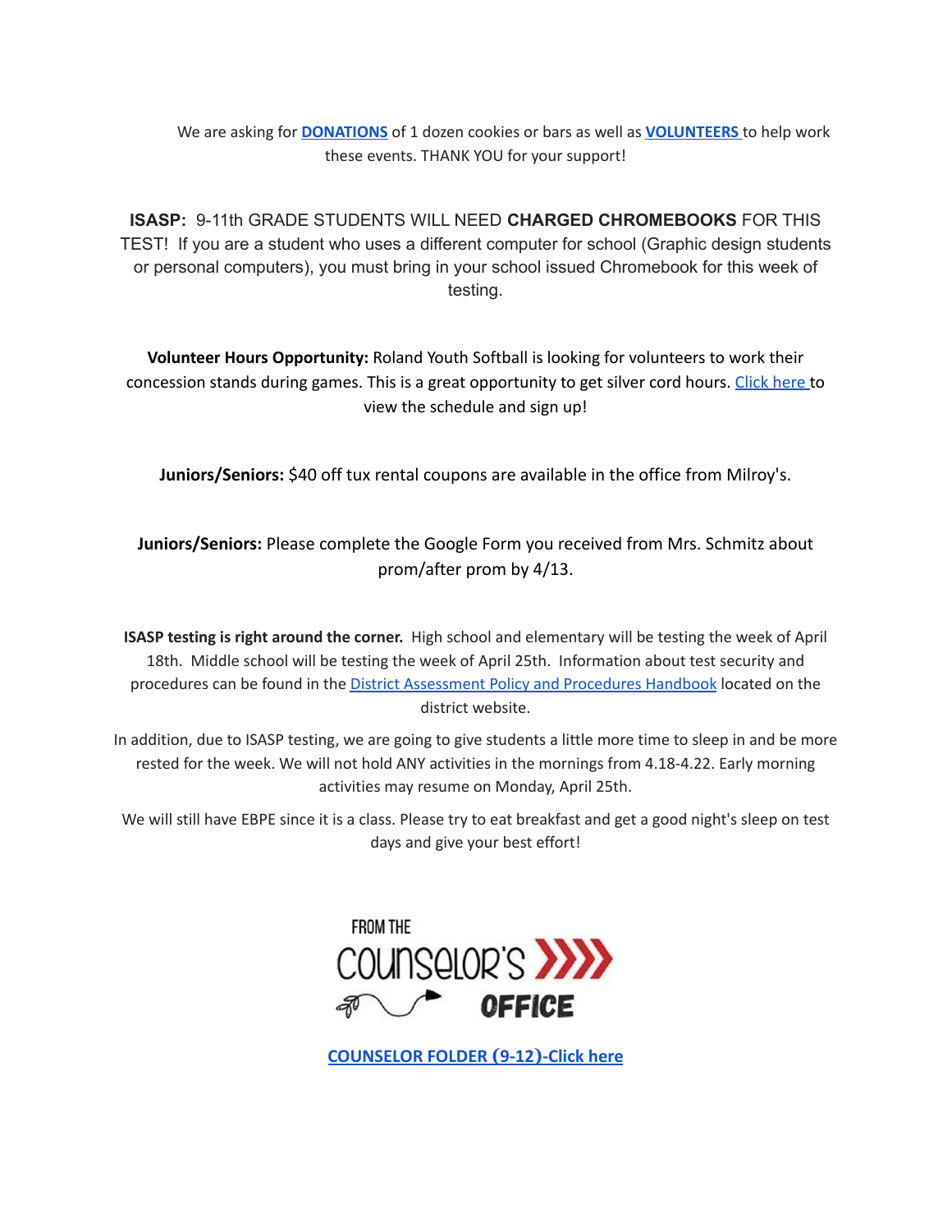We are asking for **DONATIONS** of 1 dozen cookies or bars as well as **VOLUNTEERS** to help work these events. THANK YOU for your support!

**ISASP:** 9-11th GRADE STUDENTS WILL NEED **CHARGED CHROMEBOOKS** FOR THIS TEST! If you are a student who uses a different computer for school (Graphic design students or personal computers), you must bring in your school issued Chromebook for this week of testing.

**Volunteer Hours Opportunity:** Roland Youth Softball is looking for volunteers to work their concession stands during games. This is a great opportunity to get silver cord hours. Click here to view the schedule and sign up!

**Juniors/Seniors:** $40 off tux rental coupons are available in the office from Milroy's.

**Juniors/Seniors:** Please complete the Google Form you received from Mrs. Schmitz about prom/after prom by 4/13.

**ISASP testing is right around the corner.** High school and elementary will be testing the week of April 18th. Middle school will be testing the week of April 25th. Information about test security and procedures can be found in the District Assessment Policy and Procedures Handbook located on the district website.

In addition, due to ISASP testing, we are going to give students a little more time to sleep in and be more rested for the week. We will not hold ANY activities in the mornings from 4.18-4.22. Early morning activities may resume on Monday, April 25th.

We will still have EBPE since it is a class. Please try to eat breakfast and get a good night's sleep on test days and give your best effort!

FROM THE COUNSELOR'S OFFICE

**COUNSELOR FOLDER (9-12)-Click here**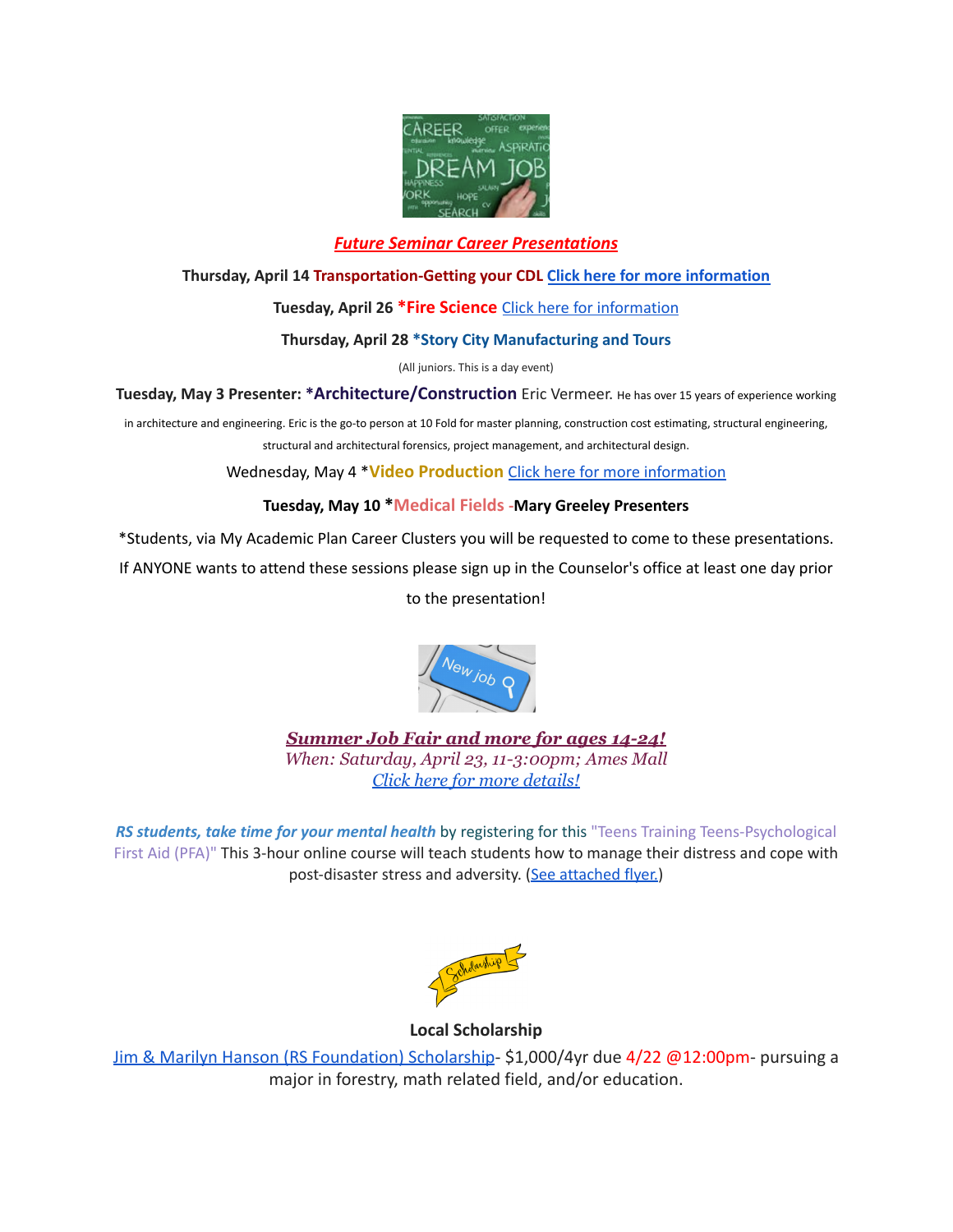## *Future Seminar Career Presentations*

**Thursday, April 14 Transportation-Getting your CDL** **Click here for more information**

**Tuesday, April 26 *Fire Science** Click here for information

**Thursday, April 28 *Story City Manufacturing and Tours**

(All juniors. This is a day event)

**Tuesday, May 3 Presenter: *Architecture/Construction** Eric Vermeer. He has over 15 years of experience working in architecture and engineering. Eric is the go-to person at 10 Fold for master planning, construction cost estimating, structural engineering, structural and architectural forensics, project management, and architectural design.

Wednesday, May 4 ***Video Production** Click here for more information

**Tuesday, May 10 *Medical Fields -Mary Greeley Presenters**

*Students, via My Academic Plan Career Clusters you will be requested to come to these presentations. If ANYONE wants to attend these sessions please sign up in the Counselor's office at least one day prior to the presentation!

## *Summer Job Fair and more for ages 14-24!*

*When: Saturday, April 23, 11-3:00pm; Ames Mall*

*Click here for more details!*

***RS students, take time for your mental health*** by registering for this "Teens Training Teens-Psychological First Aid (PFA)" This 3-hour online course will teach students how to manage their distress and cope with post-disaster stress and adversity. (See attached flyer.)

### Local Scholarship

Jim & Marilyn Hanson (RS Foundation) Scholarship- $1,000/4yr due 4/22 @12:00pm- pursuing a major in forestry, math related field, and/or education.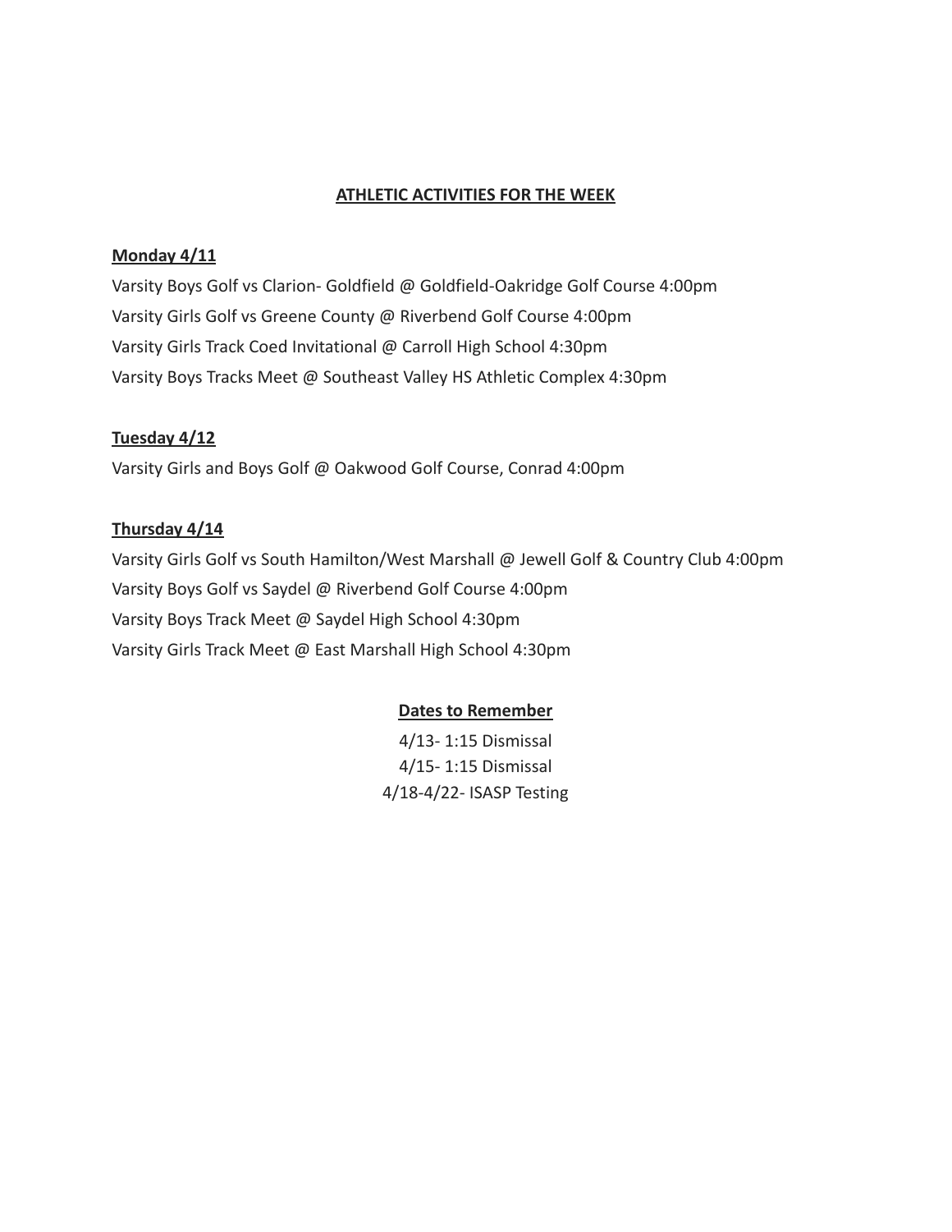**ATHLETIC ACTIVITIES FOR THE WEEK**

**Monday 4/11**

Varsity Boys Golf vs Clarion- Goldfield @ Goldfield-Oakridge Golf Course 4:00pm
Varsity Girls Golf vs Greene County @ Riverbend Golf Course 4:00pm
Varsity Girls Track Coed Invitational @ Carroll High School 4:30pm
Varsity Boys Tracks Meet @ Southeast Valley HS Athletic Complex 4:30pm

**Tuesday 4/12**

Varsity Girls and Boys Golf @ Oakwood Golf Course, Conrad 4:00pm

**Thursday 4/14**

Varsity Girls Golf vs South Hamilton/West Marshall @ Jewell Golf & Country Club 4:00pm
Varsity Boys Golf vs Saydel @ Riverbend Golf Course 4:00pm
Varsity Boys Track Meet @ Saydel High School 4:30pm
Varsity Girls Track Meet @ East Marshall High School 4:30pm

**Dates to Remember**

4/13- 1:15 Dismissal
4/15- 1:15 Dismissal
4/18-4/22- ISASP Testing